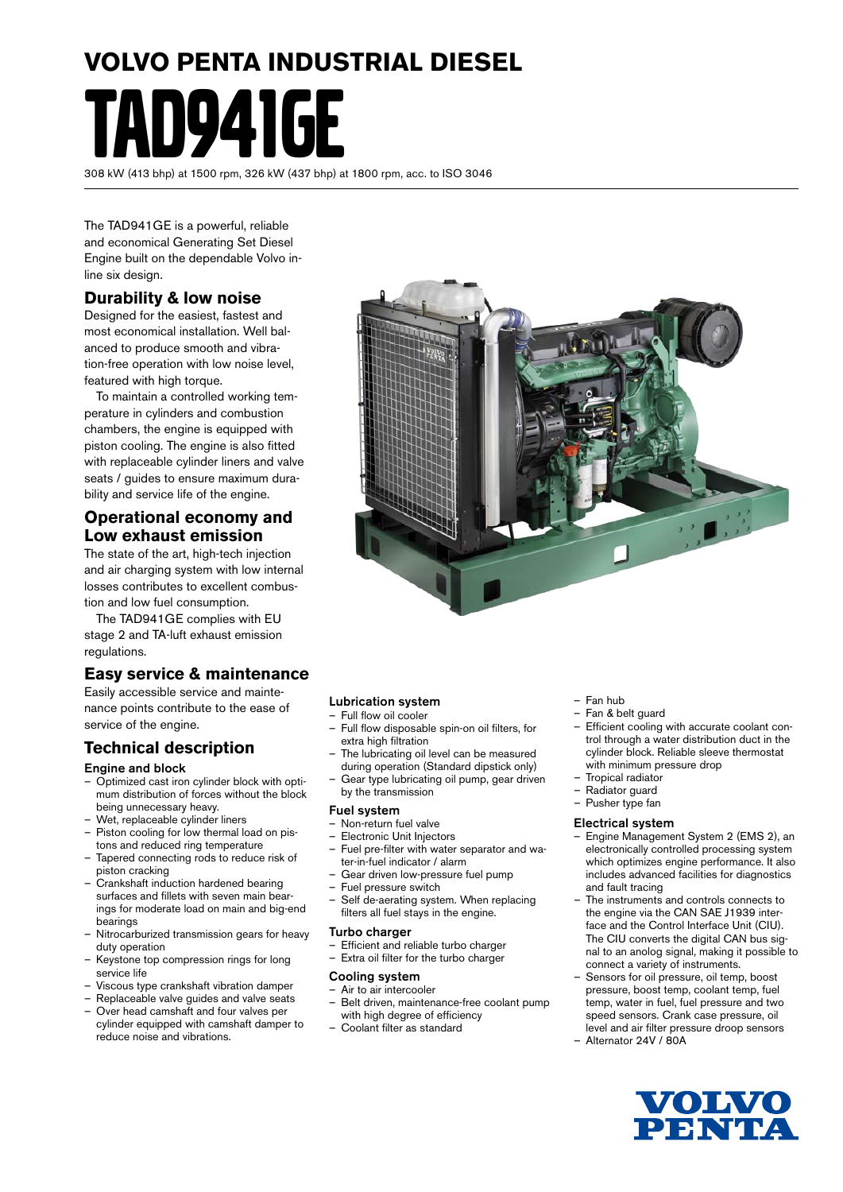# VOLVO PENTA INDUSTRIAL DIESEL

# TAD941GE

308 kW (413 bhp) at 1500 rpm, 326 kW (437 bhp) at 1800 rpm, acc. to ISO 3046

The TAD941GE is a powerful, reliable and economical Generating Set Diesel Engine built on the dependable Volvo in-line six design.

## Durability & low noise

Designed for the easiest, fastest and most economical installation. Well balanced to produce smooth and vibration-free operation with low noise level, featured with high torque.

To maintain a controlled working temperature in cylinders and combustion chambers, the engine is equipped with piston cooling. The engine is also fitted with replaceable cylinder liners and valve seats / guides to ensure maximum durability and service life of the engine.

## Operational economy and Low exhaust emission

The state of the art, high-tech injection and air charging system with low internal losses contributes to excellent combustion and low fuel consumption.

The TAD941GE complies with EU stage 2 and TA-luft exhaust emission regulations.

## Easy service & maintenance

Easily accessible service and maintenance points contribute to the ease of service of the engine.

## Technical description

### Engine and block

- Optimized cast iron cylinder block with optimum distribution of forces without the block being unnecessary heavy.
- Wet, replaceable cylinder liners
- Piston cooling for low thermal load on pistons and reduced ring temperature
- Tapered connecting rods to reduce risk of piston cracking
- Crankshaft induction hardened bearing surfaces and fillets with seven main bearings for moderate load on main and big-end bearings
- Nitrocarburized transmission gears for heavy duty operation
- Keystone top compression rings for long service life
- Viscous type crankshaft vibration damper
- Replaceable valve guides and valve seats
- Over head camshaft and four valves per cylinder equipped with camshaft damper to reduce noise and vibrations.

### Lubrication system

- Full flow oil cooler
- Full flow disposable spin-on oil filters, for extra high filtration
- The lubricating oil level can be measured during operation (Standard dipstick only)
- Gear type lubricating oil pump, gear driven by the transmission

### Fuel system

- Non-return fuel valve
- Electronic Unit Injectors
- Fuel pre-filter with water separator and water-in-fuel indicator / alarm
- Gear driven low-pressure fuel pump
- Fuel pressure switch
- Self de-aerating system. When replacing filters all fuel stays in the engine.

### Turbo charger

- Efficient and reliable turbo charger
- Extra oil filter for the turbo charger

### Cooling system

- Air to air intercooler
- Belt driven, maintenance-free coolant pump with high degree of efficiency
- Coolant filter as standard
- Fan hub
- Fan & belt guard
- Efficient cooling with accurate coolant control through a water distribution duct in the cylinder block. Reliable sleeve thermostat with minimum pressure drop
- Tropical radiator
- Radiator guard
- Pusher type fan

### Electrical system

- Engine Management System 2 (EMS 2), an electronically controlled processing system which optimizes engine performance. It also includes advanced facilities for diagnostics and fault tracing
- The instruments and controls connects to the engine via the CAN SAE J1939 interface and the Control Interface Unit (CIU). The CIU converts the digital CAN bus signal to an anolog signal, making it possible to connect a variety of instruments.
- Sensors for oil pressure, oil temp, boost pressure, boost temp, coolant temp, fuel temp, water in fuel, fuel pressure and two speed sensors. Crank case pressure, oil level and air filter pressure droop sensors
- Alternator 24V / 80A

VOLVO PENTA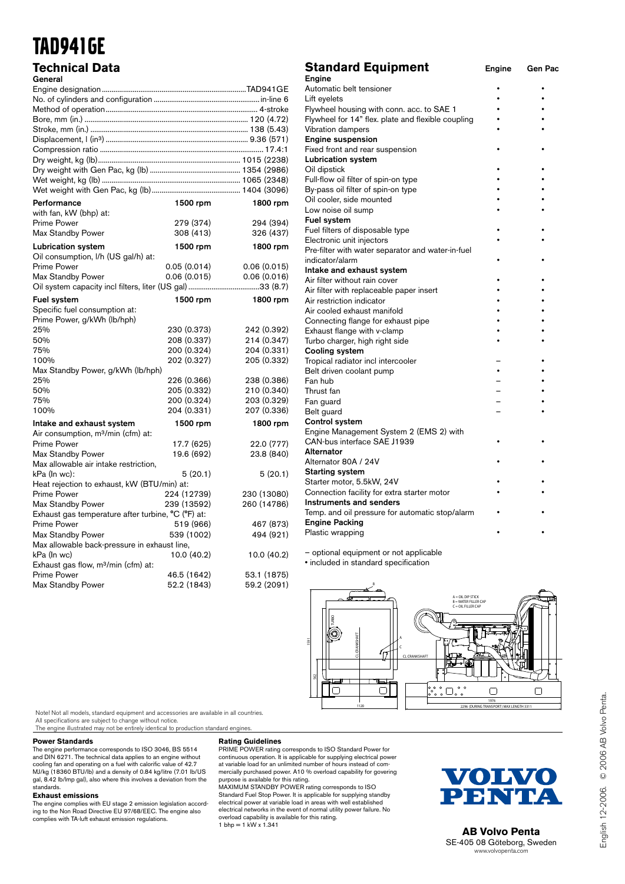# TAD941GE

## Technical Data

### General

| | |
|---|---|
| Engine designation | TAD941GE |
| No. of cylinders and configuration | in-line 6 |
| Method of operation | 4-stroke |
| Bore, mm (in.) | 120 (4.72) |
| Stroke, mm (in.) | 138 (5.43) |
| Displacement, l (in³) | 9.36 (571) |
| Compression ratio | 17.4:1 |
| Dry weight, kg (lb) | 1015 (2238) |
| Dry weight with Gen Pac, kg (lb) | 1354 (2986) |
| Wet weight, kg (lb) | 1065 (2348) |
| Wet weight with Gen Pac, kg (lb) | 1404 (3096) |

| Performance | 1500 rpm | 1800 rpm |
|---|---|---|
| with fan, kW (bhp) at: | | |
| Prime Power | 279 (374) | 294 (394) |
| Max Standby Power | 308 (413) | 326 (437) |

| Lubrication system | 1500 rpm | 1800 rpm |
|---|---|---|
| Oil consumption, l/h (US gal/h) at: | | |
| Prime Power | 0.05 (0.014) | 0.06 (0.015) |
| Max Standby Power | 0.06 (0.015) | 0.06 (0.016) |
| Oil system capacity incl filters, liter (US gal) | | 33 (8.7) |

| Fuel system | 1500 rpm | 1800 rpm |
|---|---|---|
| Specific fuel consumption at: | | |
| Prime Power, g/kWh (lb/hph) | | |
| 25% | 230 (0.373) | 242 (0.392) |
| 50% | 208 (0.337) | 214 (0.347) |
| 75% | 200 (0.324) | 204 (0.331) |
| 100% | 202 (0.327) | 205 (0.332) |
| Max Standby Power, g/kWh (lb/hph) | | |
| 25% | 226 (0.366) | 238 (0.386) |
| 50% | 205 (0.332) | 210 (0.340) |
| 75% | 200 (0.324) | 203 (0.329) |
| 100% | 204 (0.331) | 207 (0.336) |

| Intake and exhaust system | 1500 rpm | 1800 rpm |
|---|---|---|
| Air consumption, m³/min (cfm) at: | | |
| Prime Power | 17.7 (625) | 22.0 (777) |
| Max Standby Power | 19.6 (692) | 23.8 (840) |
| Max allowable air intake restriction, kPa (In wc): | 5 (20.1) | 5 (20.1) |
| Heat rejection to exhaust, kW (BTU/min) at: | | |
| Prime Power | 224 (12739) | 230 (13080) |
| Max Standby Power | 239 (13592) | 260 (14786) |
| Exhaust gas temperature after turbine, °C (°F) at: | | |
| Prime Power | 519 (966) | 467 (873) |
| Max Standby Power | 539 (1002) | 494 (921) |
| Max allowable back-pressure in exhaust line, kPa (In wc) | 10.0 (40.2) | 10.0 (40.2) |
| Exhaust gas flow, m³/min (cfm) at: | | |
| Prime Power | 46.5 (1642) | 53.1 (1875) |
| Max Standby Power | 52.2 (1843) | 59.2 (2091) |

## Standard Equipment

| | Engine | Gen Pac |
|---|---|---|
| **Engine** | | |
| Automatic belt tensioner | • | • |
| Lift eyelets | • | • |
| Flywheel housing with conn. acc. to SAE 1 | • | • |
| Flywheel for 14" flex. plate and flexible coupling | • | • |
| Vibration dampers | • | • |
| **Engine suspension** | | |
| Fixed front and rear suspension | • | • |
| **Lubrication system** | | |
| Oil dipstick | • | • |
| Full-flow oil filter of spin-on type | • | • |
| By-pass oil filter of spin-on type | • | • |
| Oil cooler, side mounted | • | • |
| Low noise oil sump | • | • |
| **Fuel system** | | |
| Fuel filters of disposable type | • | • |
| Electronic unit injectors | • | • |
| Pre-filter with water separator and water-in-fuel indicator/alarm | • | • |
| **Intake and exhaust system** | | |
| Air filter without rain cover | • | • |
| Air filter with replaceable paper insert | • | • |
| Air restriction indicator | • | • |
| Air cooled exhaust manifold | • | • |
| Connecting flange for exhaust pipe | • | • |
| Exhaust flange with v-clamp | • | • |
| Turbo charger, high right side | • | • |
| **Cooling system** | | |
| Tropical radiator incl intercooler | – | • |
| Belt driven coolant pump | • | • |
| Fan hub | – | • |
| Thrust fan | – | • |
| Fan guard | – | • |
| Belt guard | – | • |
| **Control system** | | |
| Engine Management System 2 (EMS 2) with CAN-bus interface SAE J1939 | • | • |
| **Alternator** | | |
| Alternator 80A / 24V | • | • |
| **Starting system** | | |
| Starter motor, 5.5kW, 24V | • | • |
| Connection facility for extra starter motor | • | • |
| **Instruments and senders** | | |
| Temp. and oil pressure for automatic stop/alarm | • | • |
| **Engine Packing** | | |
| Plastic wrapping | • | • |

– optional equipment or not applicable
• included in standard specification

A = OIL DIP STICK
B = WATER FILLER CAP
C = OIL FILLER CAP
TURBO
CL CRANKSHAFT
1591
962
1120
1976
2296 (DURING TRANSPORT) MAX LENGTH 3311

Note! Not all models, standard equipment and accessories are available in all countries.
All specifications are subject to change without notice.
The engine illustrated may not be entirely identical to production standard engines.

### Power Standards

The engine performance corresponds to ISO 3046, BS 5514 and DIN 6271. The technical data applies to an engine without cooling fan and operating on a fuel with calorific value of 42.7 MJ/kg (18360 BTU/lb) and a density of 0.84 kg/litre (7.01 lb/US gal, 8.42 lb/Imp gal), also where this involves a deviation from the standards.

### Exhaust emissions

The engine complies with EU stage 2 emission legislation according to the Non Road Directive EU 97/68/EEC. The engine also complies with TA-luft exhaust emission regulations.

### Rating Guidelines

PRIME POWER rating corresponds to ISO Standard Power for continuous operation. It is applicable for supplying electrical power at variable load for an unlimited number of hours instead of commercially purchased power. A10 % overload capability for govering purpose is available for this rating.
MAXIMUM STANDBY POWER rating corresponds to ISO Standard Fuel Stop Power. It is applicable for supplying standby electrical power at variable load in areas with well established electrical networks in the event of normal utility power failure. No overload capability is available for this rating.
1 bhp = 1 kW x 1.341

VOLVO PENTA

**AB Volvo Penta**
SE-405 08 Göteborg, Sweden
www.volvopenta.com

English 12-2006. © 2006 AB Volvo Penta.